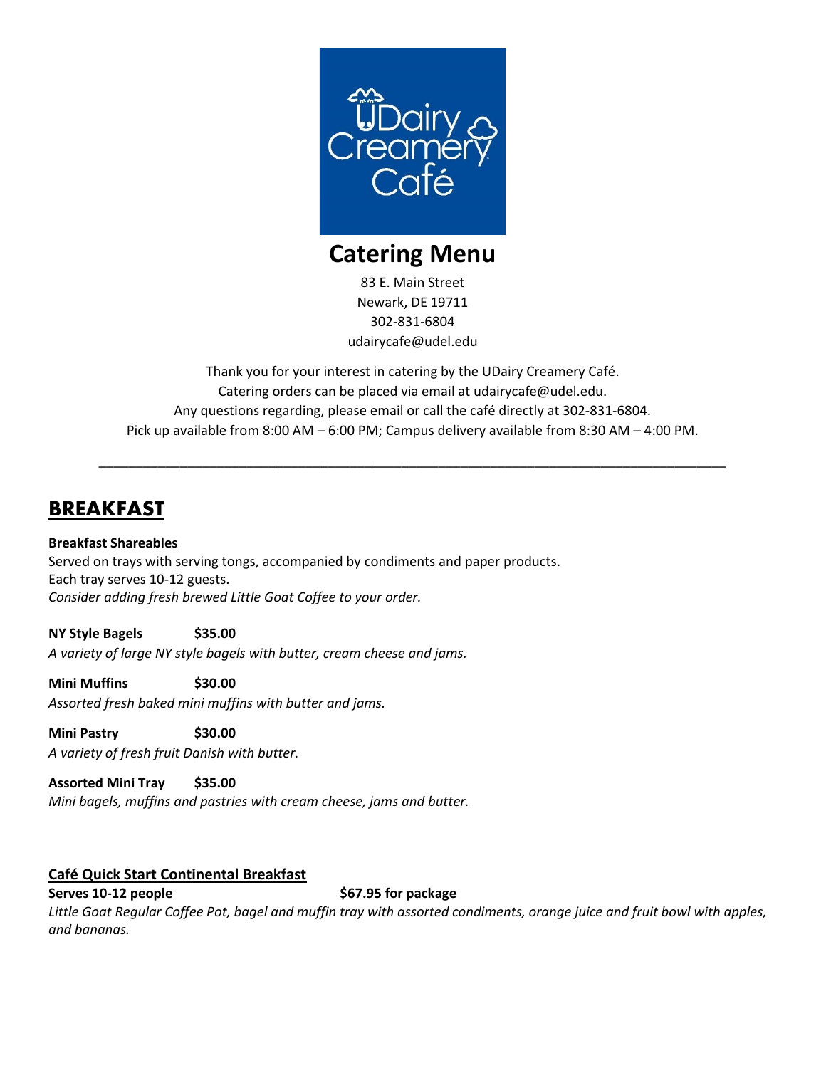# Catering Menu

83 E. Main Street
Newark, DE 19711
302-831-6804
udairycafe@udel.edu

Thank you for your interest in catering by the UDairy Creamery Café.
Catering orders can be placed via email at udairycafe@udel.edu.
Any questions regarding, please email or call the café directly at 302-831-6804.
Pick up available from 8:00 AM – 6:00 PM; Campus delivery available from 8:30 AM – 4:00 PM.

---

## BREAKFAST

### Breakfast Shareables

Served on trays with serving tongs, accompanied by condiments and paper products.
Each tray serves 10-12 guests.
*Consider adding fresh brewed Little Goat Coffee to your order.*

**NY Style Bagels** **$35.00**
*A variety of large NY style bagels with butter, cream cheese and jams.*

**Mini Muffins** **$30.00**
*Assorted fresh baked mini muffins with butter and jams.*

**Mini Pastry** **$30.00**
*A variety of fresh fruit Danish with butter.*

**Assorted Mini Tray** **$35.00**
*Mini bagels, muffins and pastries with cream cheese, jams and butter.*

### Café Quick Start Continental Breakfast

**Serves 10-12 people** **$67.95 for package**
*Little Goat Regular Coffee Pot, bagel and muffin tray with assorted condiments, orange juice and fruit bowl with apples, and bananas.*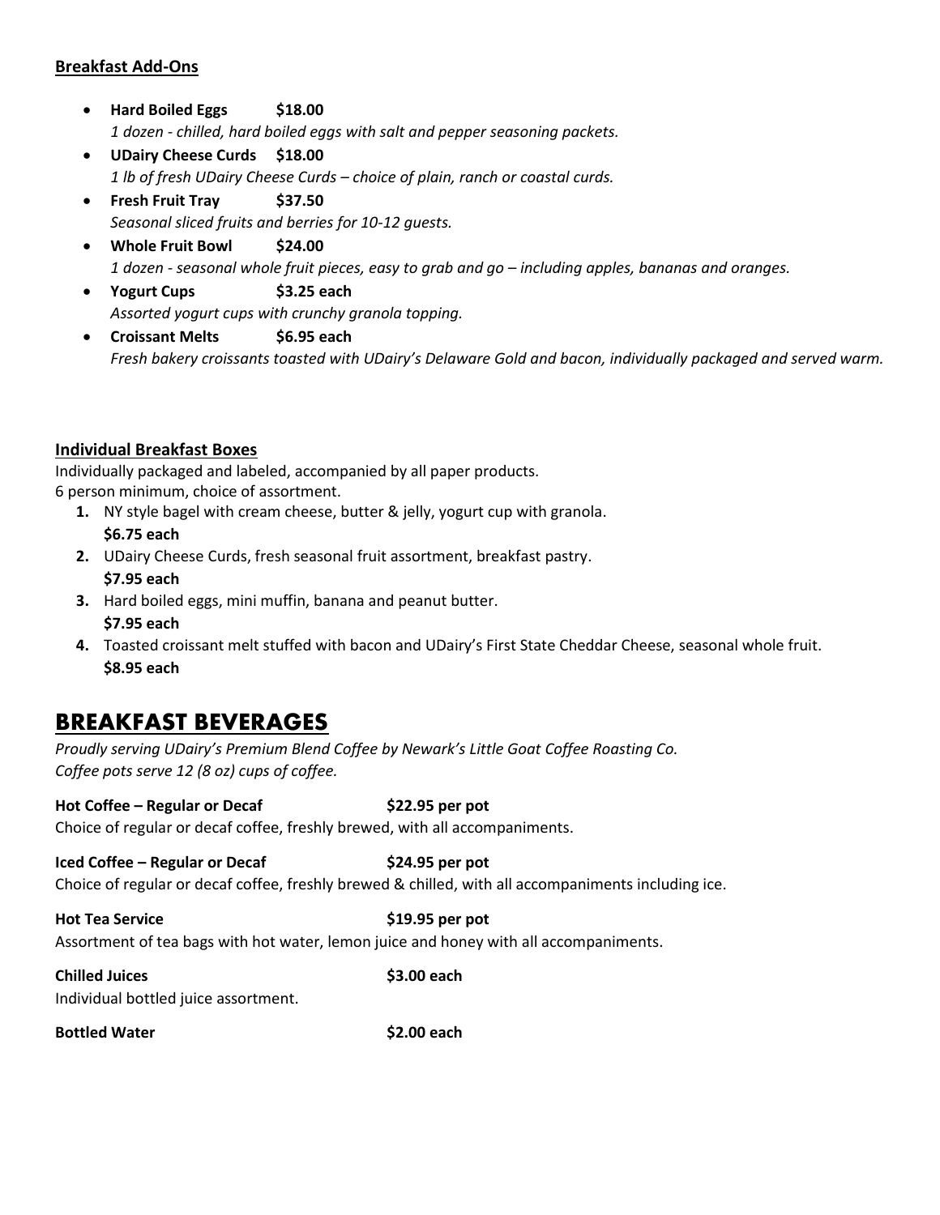## Breakfast Add-Ons

- **Hard Boiled Eggs $18.00**
  *1 dozen - chilled, hard boiled eggs with salt and pepper seasoning packets.*
- **UDairy Cheese Curds $18.00**
  *1 lb of fresh UDairy Cheese Curds – choice of plain, ranch or coastal curds.*
- **Fresh Fruit Tray $37.50**
  *Seasonal sliced fruits and berries for 10-12 guests.*
- **Whole Fruit Bowl $24.00**
  *1 dozen - seasonal whole fruit pieces, easy to grab and go – including apples, bananas and oranges.*
- **Yogurt Cups $3.25 each**
  *Assorted yogurt cups with crunchy granola topping.*
- **Croissant Melts $6.95 each**
  *Fresh bakery croissants toasted with UDairy's Delaware Gold and bacon, individually packaged and served warm.*

## Individual Breakfast Boxes

Individually packaged and labeled, accompanied by all paper products.
6 person minimum, choice of assortment.

1. NY style bagel with cream cheese, butter & jelly, yogurt cup with granola.
   **$6.75 each**
2. UDairy Cheese Curds, fresh seasonal fruit assortment, breakfast pastry.
   **$7.95 each**
3. Hard boiled eggs, mini muffin, banana and peanut butter.
   **$7.95 each**
4. Toasted croissant melt stuffed with bacon and UDairy's First State Cheddar Cheese, seasonal whole fruit.
   **$8.95 each**

# BREAKFAST BEVERAGES

*Proudly serving UDairy's Premium Blend Coffee by Newark's Little Goat Coffee Roasting Co.*
*Coffee pots serve 12 (8 oz) cups of coffee.*

**Hot Coffee – Regular or Decaf $22.95 per pot**
Choice of regular or decaf coffee, freshly brewed, with all accompaniments.

**Iced Coffee – Regular or Decaf $24.95 per pot**
Choice of regular or decaf coffee, freshly brewed & chilled, with all accompaniments including ice.

**Hot Tea Service $19.95 per pot**
Assortment of tea bags with hot water, lemon juice and honey with all accompaniments.

**Chilled Juices $3.00 each**
Individual bottled juice assortment.

**Bottled Water $2.00 each**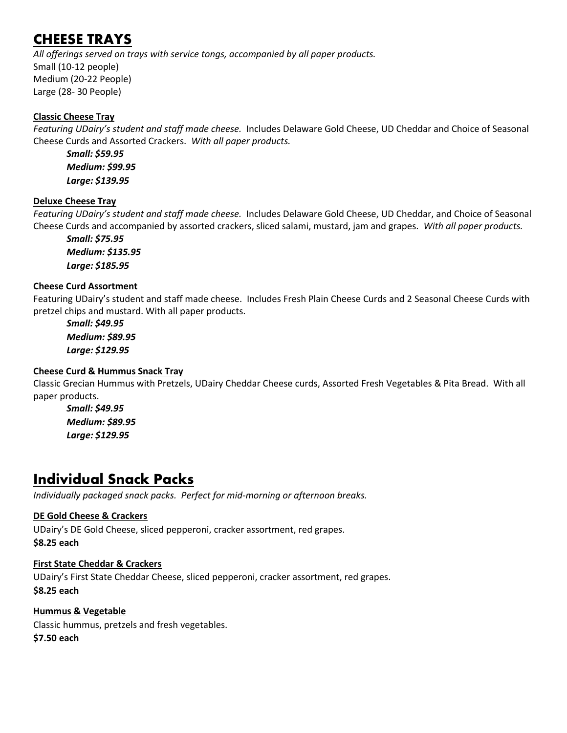## CHEESE TRAYS

*All offerings served on trays with service tongs, accompanied by all paper products.*
Small (10-12 people)
Medium (20-22 People)
Large (28- 30 People)

**Classic Cheese Tray**
*Featuring UDairy's student and staff made cheese.* Includes Delaware Gold Cheese, UD Cheddar and Choice of Seasonal Cheese Curds and Assorted Crackers. *With all paper products.*

***Small: $59.95***
***Medium: $99.95***
***Large: $139.95***

**Deluxe Cheese Tray**
*Featuring UDairy's student and staff made cheese.* Includes Delaware Gold Cheese, UD Cheddar, and Choice of Seasonal Cheese Curds and accompanied by assorted crackers, sliced salami, mustard, jam and grapes. *With all paper products.*

***Small: $75.95***
***Medium: $135.95***
***Large: $185.95***

**Cheese Curd Assortment**
Featuring UDairy's student and staff made cheese. Includes Fresh Plain Cheese Curds and 2 Seasonal Cheese Curds with pretzel chips and mustard. With all paper products.

***Small: $49.95***
***Medium: $89.95***
***Large: $129.95***

**Cheese Curd & Hummus Snack Tray**
Classic Grecian Hummus with Pretzels, UDairy Cheddar Cheese curds, Assorted Fresh Vegetables & Pita Bread. With all paper products.

***Small: $49.95***
***Medium: $89.95***
***Large: $129.95***

## Individual Snack Packs

*Individually packaged snack packs. Perfect for mid-morning or afternoon breaks.*

**DE Gold Cheese & Crackers**
UDairy's DE Gold Cheese, sliced pepperoni, cracker assortment, red grapes.
**$8.25 each**

**First State Cheddar & Crackers**
UDairy's First State Cheddar Cheese, sliced pepperoni, cracker assortment, red grapes.
**$8.25 each**

**Hummus & Vegetable**
Classic hummus, pretzels and fresh vegetables.
**$7.50 each**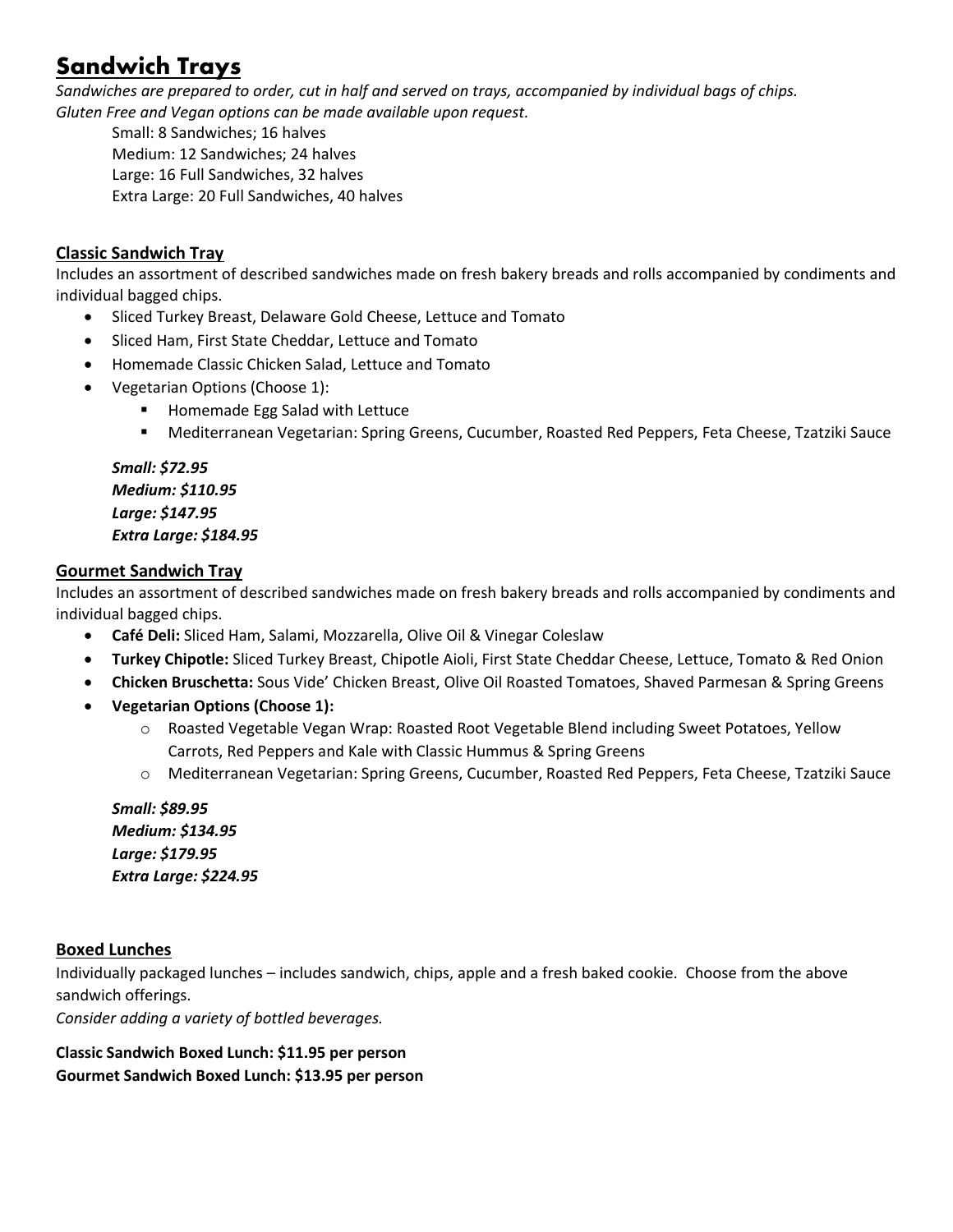# Sandwich Trays

*Sandwiches are prepared to order, cut in half and served on trays, accompanied by individual bags of chips.*
*Gluten Free and Vegan options can be made available upon request.*

Small: 8 Sandwiches; 16 halves
Medium: 12 Sandwiches; 24 halves
Large: 16 Full Sandwiches, 32 halves
Extra Large: 20 Full Sandwiches, 40 halves

## Classic Sandwich Tray

Includes an assortment of described sandwiches made on fresh bakery breads and rolls accompanied by condiments and individual bagged chips.

- Sliced Turkey Breast, Delaware Gold Cheese, Lettuce and Tomato
- Sliced Ham, First State Cheddar, Lettuce and Tomato
- Homemade Classic Chicken Salad, Lettuce and Tomato
- Vegetarian Options (Choose 1):
  - Homemade Egg Salad with Lettuce
  - Mediterranean Vegetarian: Spring Greens, Cucumber, Roasted Red Peppers, Feta Cheese, Tzatziki Sauce

***Small: $72.95***
***Medium: $110.95***
***Large: $147.95***
***Extra Large: $184.95***

## Gourmet Sandwich Tray

Includes an assortment of described sandwiches made on fresh bakery breads and rolls accompanied by condiments and individual bagged chips.

- **Café Deli:** Sliced Ham, Salami, Mozzarella, Olive Oil & Vinegar Coleslaw
- **Turkey Chipotle:** Sliced Turkey Breast, Chipotle Aioli, First State Cheddar Cheese, Lettuce, Tomato & Red Onion
- **Chicken Bruschetta:** Sous Vide' Chicken Breast, Olive Oil Roasted Tomatoes, Shaved Parmesan & Spring Greens
- **Vegetarian Options (Choose 1):**
  - Roasted Vegetable Vegan Wrap: Roasted Root Vegetable Blend including Sweet Potatoes, Yellow Carrots, Red Peppers and Kale with Classic Hummus & Spring Greens
  - Mediterranean Vegetarian: Spring Greens, Cucumber, Roasted Red Peppers, Feta Cheese, Tzatziki Sauce

***Small: $89.95***
***Medium: $134.95***
***Large: $179.95***
***Extra Large: $224.95***

## Boxed Lunches

Individually packaged lunches – includes sandwich, chips, apple and a fresh baked cookie. Choose from the above sandwich offerings.
*Consider adding a variety of bottled beverages.*

**Classic Sandwich Boxed Lunch: $11.95 per person**
**Gourmet Sandwich Boxed Lunch: $13.95 per person**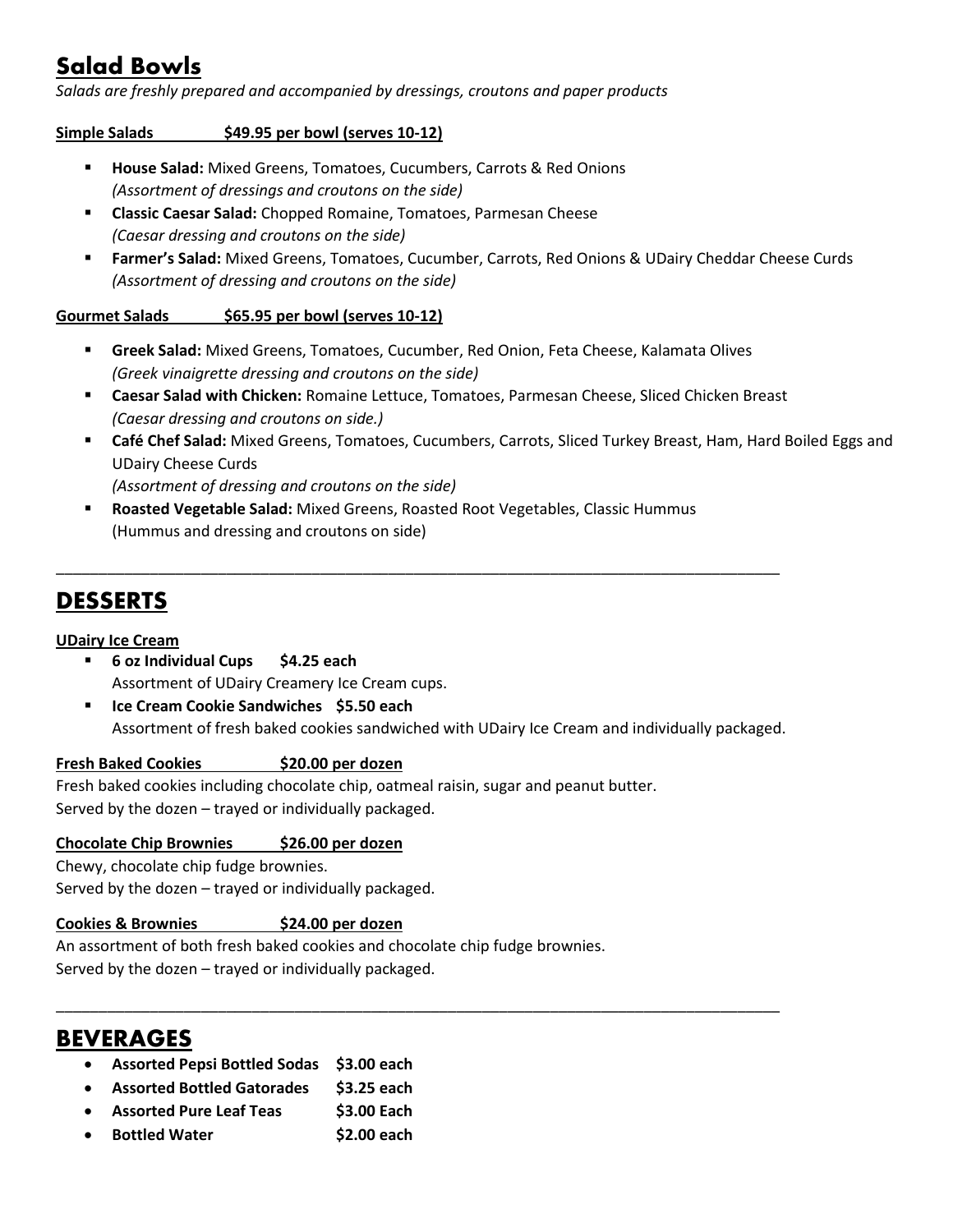## Salad Bowls

*Salads are freshly prepared and accompanied by dressings, croutons and paper products*

**Simple Salads $49.95 per bowl (serves 10-12)**

- **House Salad:** Mixed Greens, Tomatoes, Cucumbers, Carrots & Red Onions
  *(Assortment of dressings and croutons on the side)*
- **Classic Caesar Salad:** Chopped Romaine, Tomatoes, Parmesan Cheese
  *(Caesar dressing and croutons on the side)*
- **Farmer's Salad:** Mixed Greens, Tomatoes, Cucumber, Carrots, Red Onions & UDairy Cheddar Cheese Curds
  *(Assortment of dressing and croutons on the side)*

**Gourmet Salads $65.95 per bowl (serves 10-12)**

- **Greek Salad:** Mixed Greens, Tomatoes, Cucumber, Red Onion, Feta Cheese, Kalamata Olives
  *(Greek vinaigrette dressing and croutons on the side)*
- **Caesar Salad with Chicken:** Romaine Lettuce, Tomatoes, Parmesan Cheese, Sliced Chicken Breast
  *(Caesar dressing and croutons on side.)*
- **Café Chef Salad:** Mixed Greens, Tomatoes, Cucumbers, Carrots, Sliced Turkey Breast, Ham, Hard Boiled Eggs and UDairy Cheese Curds
  *(Assortment of dressing and croutons on the side)*
- **Roasted Vegetable Salad:** Mixed Greens, Roasted Root Vegetables, Classic Hummus
  (Hummus and dressing and croutons on side)

---

## DESSERTS

**UDairy Ice Cream**

- **6 oz Individual Cups $4.25 each**
  Assortment of UDairy Creamery Ice Cream cups.
- **Ice Cream Cookie Sandwiches $5.50 each**
  Assortment of fresh baked cookies sandwiched with UDairy Ice Cream and individually packaged.

**Fresh Baked Cookies $20.00 per dozen**

Fresh baked cookies including chocolate chip, oatmeal raisin, sugar and peanut butter.
Served by the dozen – trayed or individually packaged.

**Chocolate Chip Brownies $26.00 per dozen**

Chewy, chocolate chip fudge brownies.
Served by the dozen – trayed or individually packaged.

**Cookies & Brownies $24.00 per dozen**

An assortment of both fresh baked cookies and chocolate chip fudge brownies.
Served by the dozen – trayed or individually packaged.

---

## BEVERAGES

- **Assorted Pepsi Bottled Sodas $3.00 each**
- **Assorted Bottled Gatorades $3.25 each**
- **Assorted Pure Leaf Teas $3.00 Each**
- **Bottled Water $2.00 each**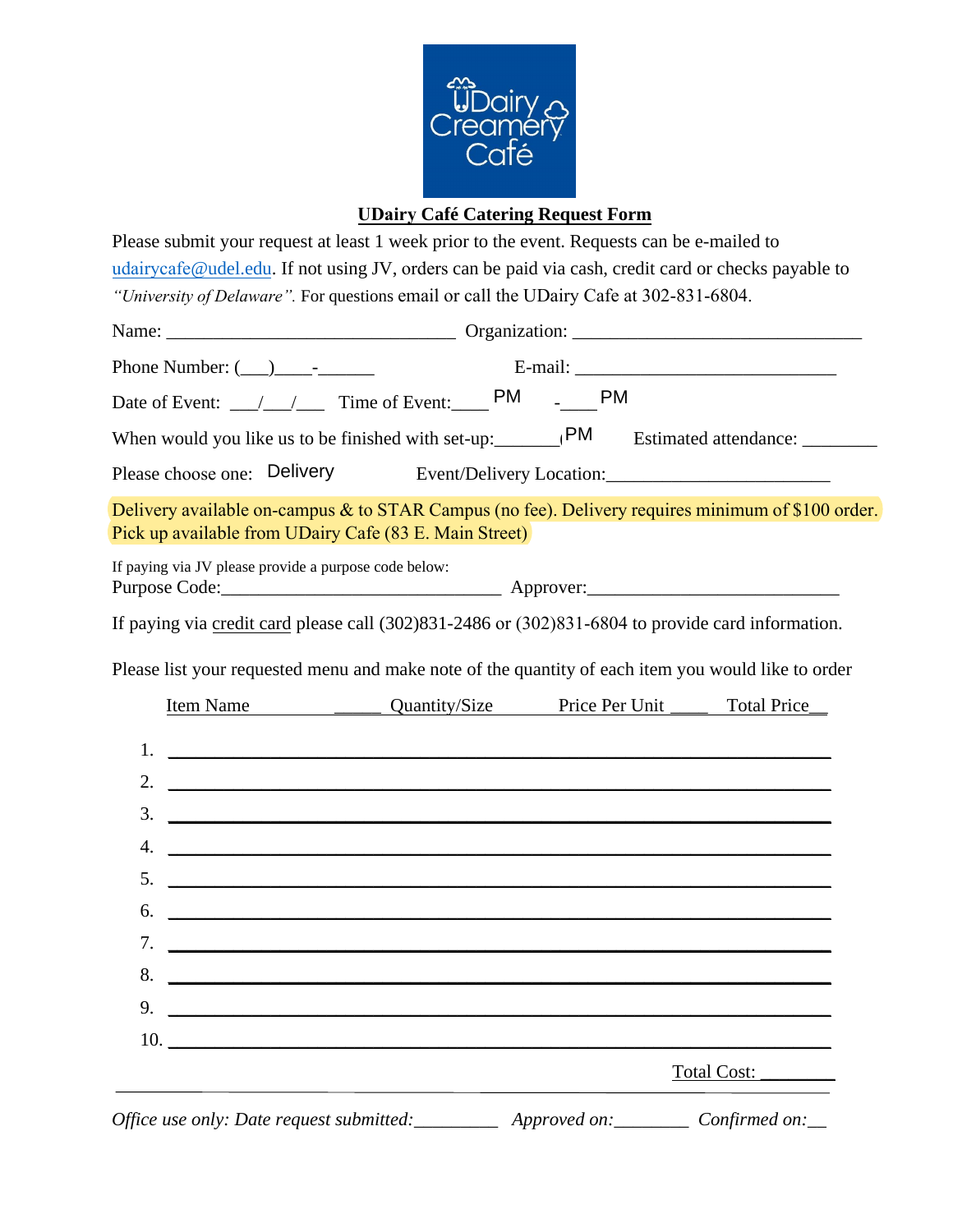UDairy Creamery Café

## UDairy Café Catering Request Form

Please submit your request at least 1 week prior to the event. Requests can be e-mailed to udairycafe@udel.edu. If not using JV, orders can be paid via cash, credit card or checks payable to *"University of Delaware".* For questions email or call the UDairy Cafe at 302-831-6804.

Name: ______________________________ Organization: ______________________________

Phone Number: (___)____-______ E-mail: ___________________________

Date of Event: ___/___/___ Time of Event:____ PM -____ PM

When would you like us to be finished with set-up:_______ PM Estimated attendance: ________

Please choose one: Delivery Event/Delivery Location:_______________________

Delivery available on-campus & to STAR Campus (no fee). Delivery requires minimum of $100 order. Pick up available from UDairy Cafe (83 E. Main Street)

If paying via JV please provide a purpose code below:
Purpose Code:_____________________________ Approver:__________________________

If paying via credit card please call (302)831-2486 or (302)831-6804 to provide card information.

Please list your requested menu and make note of the quantity of each item you would like to order

| Item Name | Quantity/Size | Price Per Unit | Total Price |
|---|---|---|---|
| 1. | | | |
| 2. | | | |
| 3. | | | |
| 4. | | | |
| 5. | | | |
| 6. | | | |
| 7. | | | |
| 8. | | | |
| 9. | | | |
| 10. | | | |

Total Cost: ________

*Office use only: Date request submitted:_________ Approved on:________ Confirmed on:__*